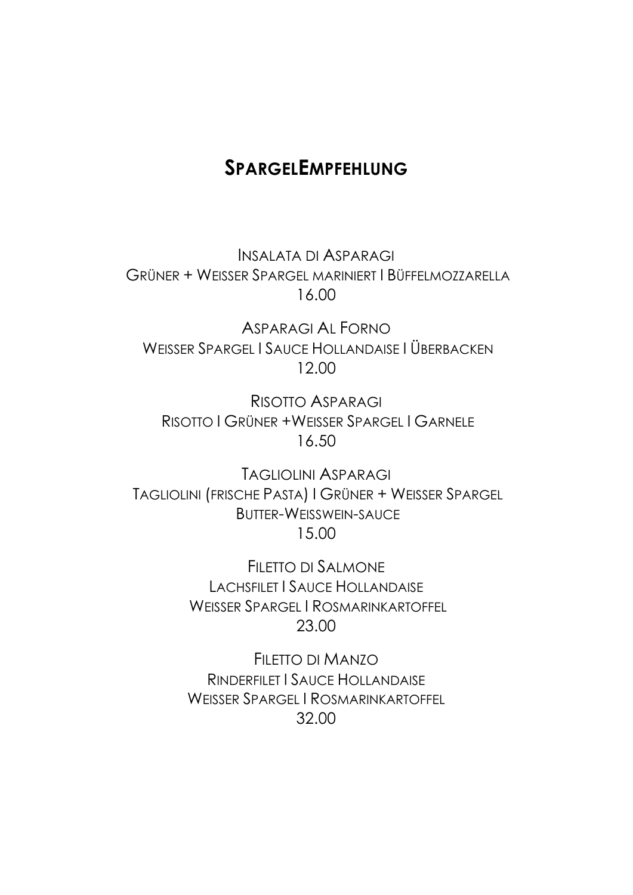## SpargelEmpfehlung

Insalata di Asparagi
Grüner + Weisser Spargel mariniert I Büffelmozzarella
16.00

Asparagi Al Forno
Weisser Spargel I Sauce Hollandaise I Überbacken
12.00

Risotto Asparagi
Risotto I Grüner +Weisser Spargel I Garnele
16.50

Tagliolini Asparagi
Tagliolini (frische Pasta) I Grüner + Weisser Spargel
Butter-Weisswein-sauce
15.00

Filetto di Salmone
Lachsfilet I Sauce Hollandaise
Weisser Spargel I Rosmarinkartoffel
23.00

Filetto di Manzo
Rinderfilet I Sauce Hollandaise
Weisser Spargel I Rosmarinkartoffel
32.00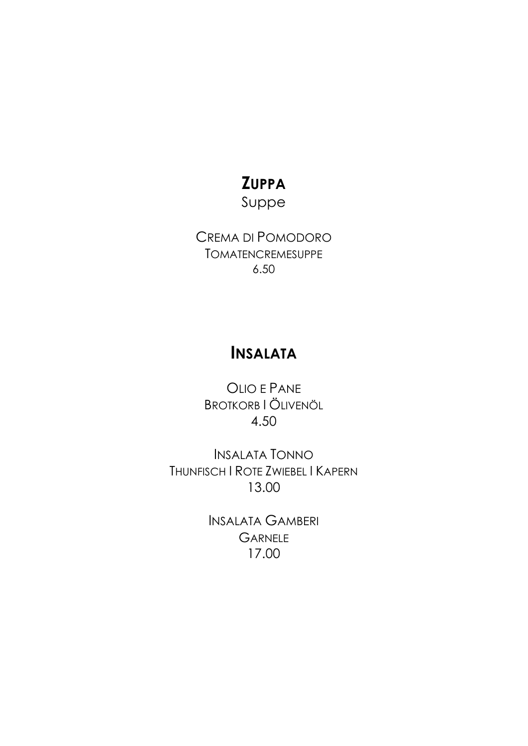## Zuppa

Suppe

Crema di Pomodoro
Tomatencremesuppe
6.50

## Insalata

Olio e Pane
Brotkorb I Ölivenöl
4.50

Insalata Tonno
Thunfisch I Rote Zwiebel I Kapern
13.00

Insalata Gamberi
Garnele
17.00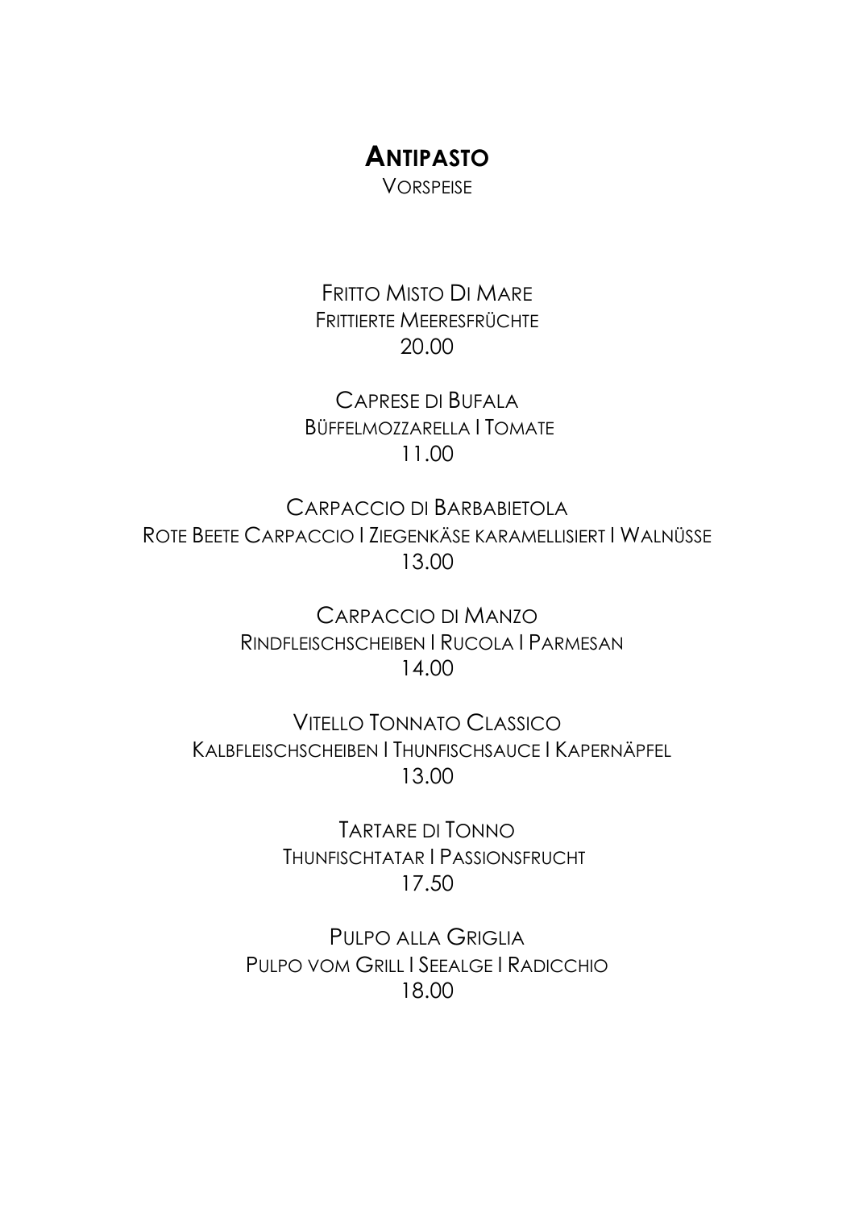# Antipasto

Vorspeise

Fritto Misto Di Mare
Frittierte Meeresfrüchte
20.00

Caprese di Bufala
Büffelmozzarella I Tomate
11.00

Carpaccio di Barbabietola
Rote Beete Carpaccio I Ziegenkäse karamellisiert I Walnüsse
13.00

Carpaccio di Manzo
Rindfleischscheiben I Rucola I Parmesan
14.00

Vitello Tonnato Classico
Kalbfleischscheiben I Thunfischsauce I Kapernäpfel
13.00

Tartare di Tonno
Thunfischtatar I Passionsfrucht
17.50

Pulpo alla Griglia
Pulpo vom Grill I Seealge I Radicchio
18.00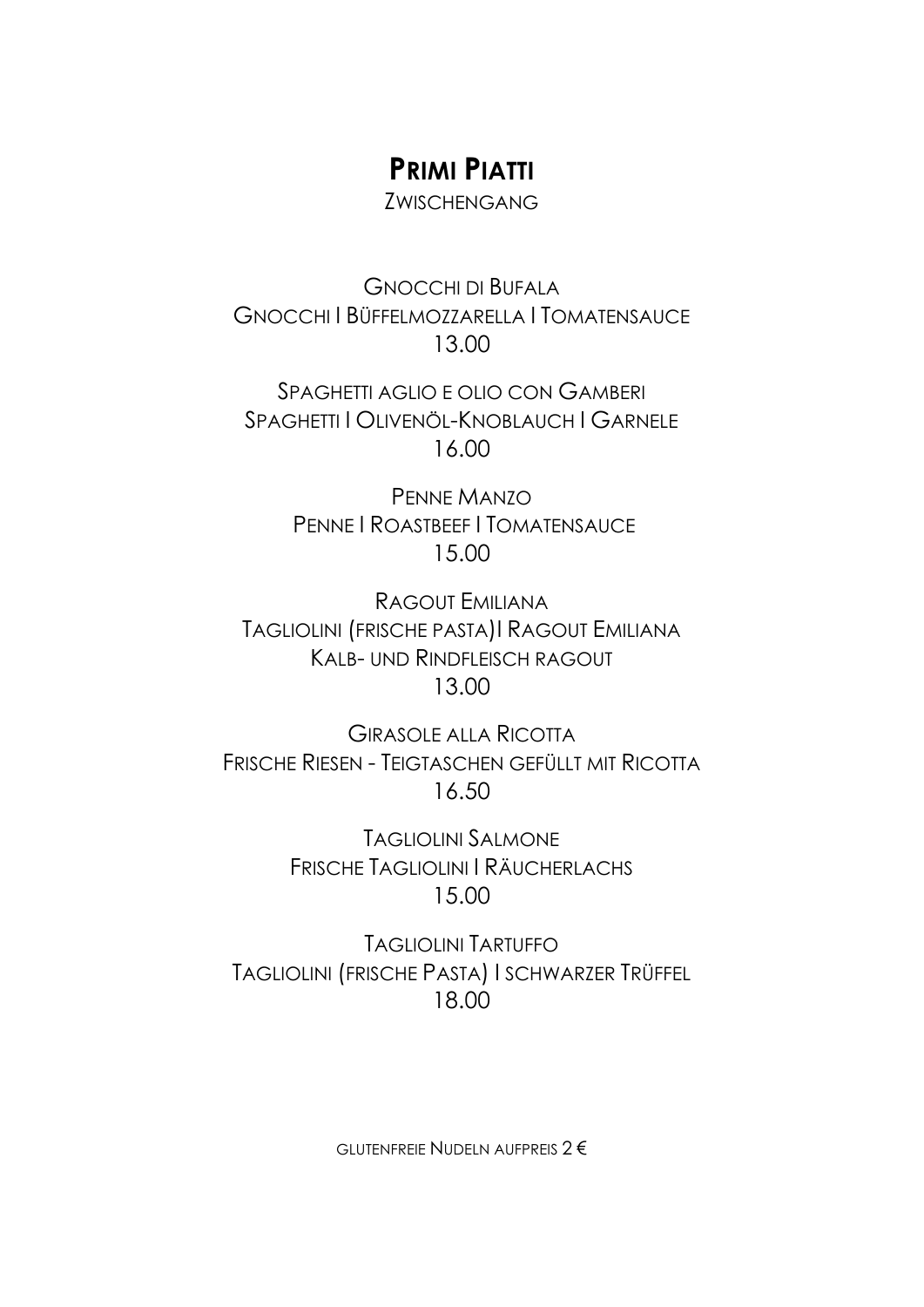## **Primi Piatti**

Zwischengang

Gnocchi di Bufala
Gnocchi I Büffelmozzarella I Tomatensauce
13.00

Spaghetti aglio e olio con Gamberi
Spaghetti I Olivenöl-Knoblauch I Garnele
16.00

Penne Manzo
Penne I Roastbeef I Tomatensauce
15.00

Ragout Emiliana
Tagliolini (frische pasta)I Ragout Emiliana
Kalb- und Rindfleisch ragout
13.00

Girasole alla Ricotta
Frische Riesen - Teigtaschen gefüllt mit Ricotta
16.50

Tagliolini Salmone
Frische Tagliolini I Räucherlachs
15.00

Tagliolini Tartuffo
Tagliolini (frische Pasta) I schwarzer Trüffel
18.00

glutenfreie Nudeln aufpreis 2 €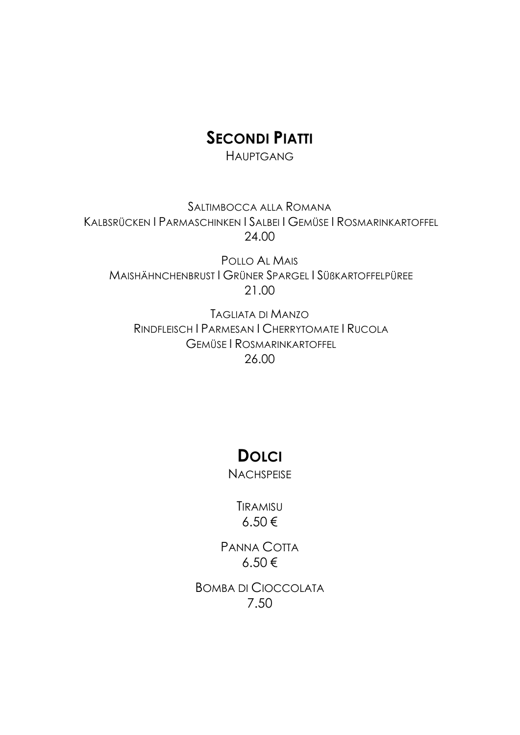## **Secondi Piatti**

Hauptgang

Saltimbocca alla Romana
Kalbsrücken I Parmaschinken I Salbei I Gemüse I Rosmarinkartoffel
24.00

Pollo Al Mais
Maishähnchenbrust I Grüner Spargel I Süßkartoffelpüree
21.00

Tagliata di Manzo
Rindfleisch I Parmesan I Cherrytomate I Rucola
Gemüse I Rosmarinkartoffel
26.00

## **Dolci**

Nachspeise

Tiramisu
6.50 €

Panna Cotta
6.50 €

Bomba di Cioccolata
7.50